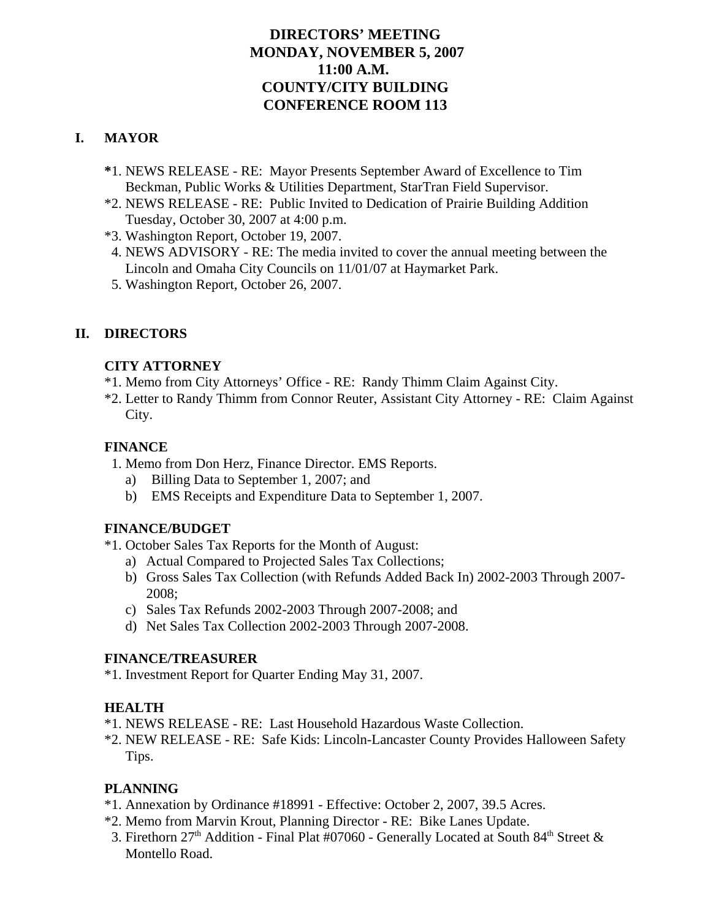# DIRECTORS' MEETING
# MONDAY, NOVEMBER 5, 2007
# 11:00 A.M.
# COUNTY/CITY BUILDING
# CONFERENCE ROOM 113

## I. MAYOR

*1. NEWS RELEASE - RE: Mayor Presents September Award of Excellence to Tim Beckman, Public Works & Utilities Department, StarTran Field Supervisor.

*2. NEWS RELEASE - RE: Public Invited to Dedication of Prairie Building Addition Tuesday, October 30, 2007 at 4:00 p.m.

*3. Washington Report, October 19, 2007.

4. NEWS ADVISORY - RE: The media invited to cover the annual meeting between the Lincoln and Omaha City Councils on 11/01/07 at Haymarket Park.

5. Washington Report, October 26, 2007.

## II. DIRECTORS

### CITY ATTORNEY

*1. Memo from City Attorneys' Office - RE: Randy Thimm Claim Against City.

*2. Letter to Randy Thimm from Connor Reuter, Assistant City Attorney - RE: Claim Against City.

### FINANCE

1. Memo from Don Herz, Finance Director. EMS Reports.
   a) Billing Data to September 1, 2007; and
   b) EMS Receipts and Expenditure Data to September 1, 2007.

### FINANCE/BUDGET

*1. October Sales Tax Reports for the Month of August:
   a) Actual Compared to Projected Sales Tax Collections;
   b) Gross Sales Tax Collection (with Refunds Added Back In) 2002-2003 Through 2007-2008;
   c) Sales Tax Refunds 2002-2003 Through 2007-2008; and
   d) Net Sales Tax Collection 2002-2003 Through 2007-2008.

### FINANCE/TREASURER

*1. Investment Report for Quarter Ending May 31, 2007.

### HEALTH

*1. NEWS RELEASE - RE: Last Household Hazardous Waste Collection.

*2. NEW RELEASE - RE: Safe Kids: Lincoln-Lancaster County Provides Halloween Safety Tips.

### PLANNING

*1. Annexation by Ordinance #18991 - Effective: October 2, 2007, 39.5 Acres.

*2. Memo from Marvin Krout, Planning Director - RE: Bike Lanes Update.

3. Firethorn 27th Addition - Final Plat #07060 - Generally Located at South 84th Street & Montello Road.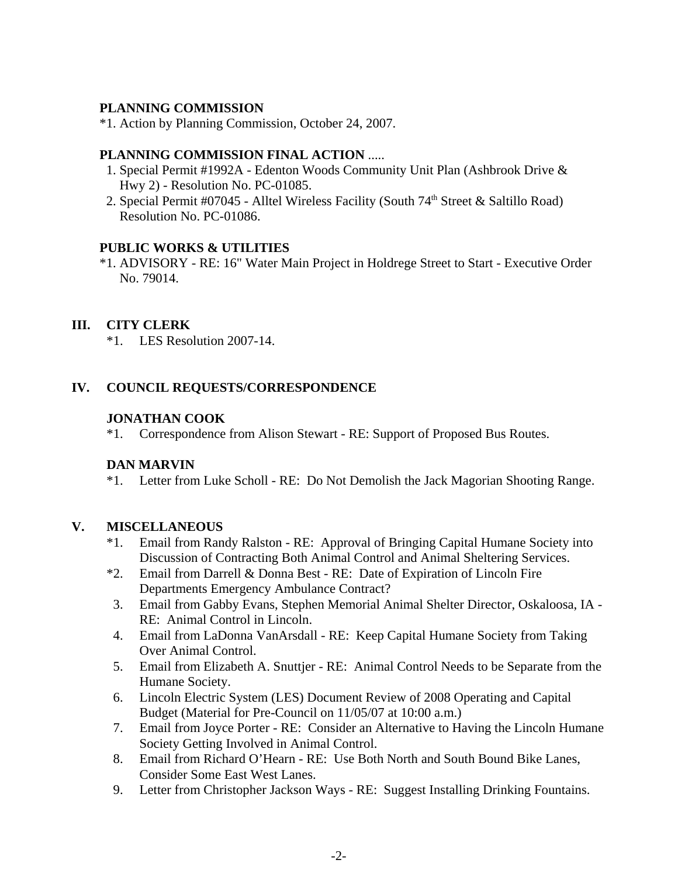**PLANNING COMMISSION**

*1. Action by Planning Commission, October 24, 2007.

**PLANNING COMMISSION FINAL ACTION** .....

1. Special Permit #1992A - Edenton Woods Community Unit Plan (Ashbrook Drive & Hwy 2) - Resolution No. PC-01085.
2. Special Permit #07045 - Alltel Wireless Facility (South 74th Street & Saltillo Road) Resolution No. PC-01086.

**PUBLIC WORKS & UTILITIES**

*1. ADVISORY - RE: 16" Water Main Project in Holdrege Street to Start - Executive Order No. 79014.

## III. CITY CLERK

*1. LES Resolution 2007-14.

## IV. COUNCIL REQUESTS/CORRESPONDENCE

**JONATHAN COOK**

*1. Correspondence from Alison Stewart - RE: Support of Proposed Bus Routes.

**DAN MARVIN**

*1. Letter from Luke Scholl - RE: Do Not Demolish the Jack Magorian Shooting Range.

## V. MISCELLANEOUS

*1. Email from Randy Ralston - RE: Approval of Bringing Capital Humane Society into Discussion of Contracting Both Animal Control and Animal Sheltering Services.

*2. Email from Darrell & Donna Best - RE: Date of Expiration of Lincoln Fire Departments Emergency Ambulance Contract?

3. Email from Gabby Evans, Stephen Memorial Animal Shelter Director, Oskaloosa, IA - RE: Animal Control in Lincoln.
4. Email from LaDonna VanArsdall - RE: Keep Capital Humane Society from Taking Over Animal Control.
5. Email from Elizabeth A. Snuttjer - RE: Animal Control Needs to be Separate from the Humane Society.
6. Lincoln Electric System (LES) Document Review of 2008 Operating and Capital Budget (Material for Pre-Council on 11/05/07 at 10:00 a.m.)
7. Email from Joyce Porter - RE: Consider an Alternative to Having the Lincoln Humane Society Getting Involved in Animal Control.
8. Email from Richard O'Hearn - RE: Use Both North and South Bound Bike Lanes, Consider Some East West Lanes.
9. Letter from Christopher Jackson Ways - RE: Suggest Installing Drinking Fountains.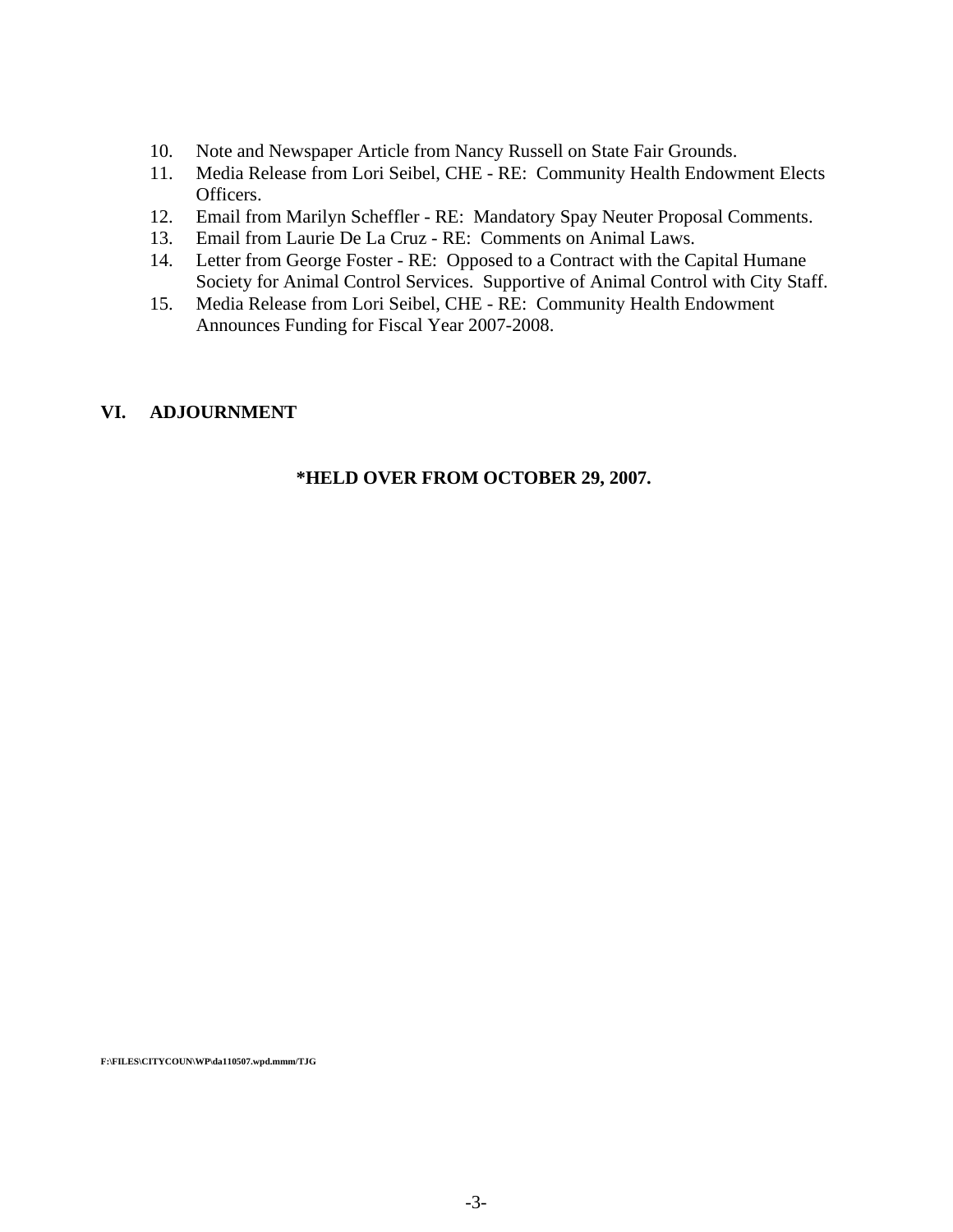10. Note and Newspaper Article from Nancy Russell on State Fair Grounds.
11. Media Release from Lori Seibel, CHE - RE: Community Health Endowment Elects Officers.
12. Email from Marilyn Scheffler - RE: Mandatory Spay Neuter Proposal Comments.
13. Email from Laurie De La Cruz - RE: Comments on Animal Laws.
14. Letter from George Foster - RE: Opposed to a Contract with the Capital Humane Society for Animal Control Services. Supportive of Animal Control with City Staff.
15. Media Release from Lori Seibel, CHE - RE: Community Health Endowment Announces Funding for Fiscal Year 2007-2008.

## VI. ADJOURNMENT

**\*HELD OVER FROM OCTOBER 29, 2007.**

F:\FILES\CITYCOUN\WP\da110507.wpd.mmm/TJG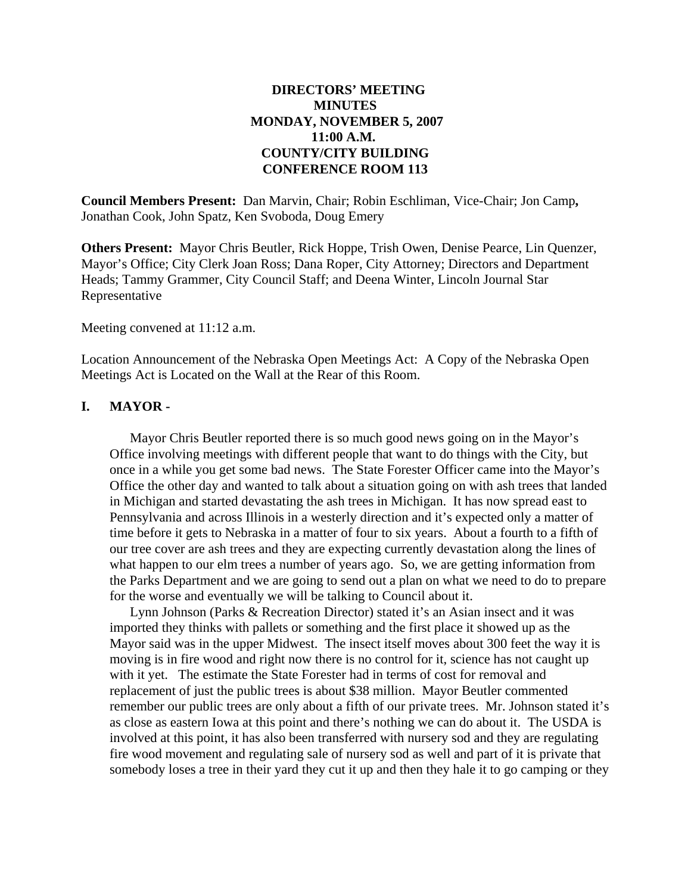**DIRECTORS' MEETING**
**MINUTES**
**MONDAY, NOVEMBER 5, 2007**
**11:00 A.M.**
**COUNTY/CITY BUILDING**
**CONFERENCE ROOM 113**

**Council Members Present:** Dan Marvin, Chair; Robin Eschliman, Vice-Chair; Jon Camp**,** Jonathan Cook, John Spatz, Ken Svoboda, Doug Emery

**Others Present:** Mayor Chris Beutler, Rick Hoppe, Trish Owen, Denise Pearce, Lin Quenzer, Mayor's Office; City Clerk Joan Ross; Dana Roper, City Attorney; Directors and Department Heads; Tammy Grammer, City Council Staff; and Deena Winter, Lincoln Journal Star Representative

Meeting convened at 11:12 a.m.

Location Announcement of the Nebraska Open Meetings Act: A Copy of the Nebraska Open Meetings Act is Located on the Wall at the Rear of this Room.

## I. MAYOR -

Mayor Chris Beutler reported there is so much good news going on in the Mayor's Office involving meetings with different people that want to do things with the City, but once in a while you get some bad news. The State Forester Officer came into the Mayor's Office the other day and wanted to talk about a situation going on with ash trees that landed in Michigan and started devastating the ash trees in Michigan. It has now spread east to Pennsylvania and across Illinois in a westerly direction and it's expected only a matter of time before it gets to Nebraska in a matter of four to six years. About a fourth to a fifth of our tree cover are ash trees and they are expecting currently devastation along the lines of what happen to our elm trees a number of years ago. So, we are getting information from the Parks Department and we are going to send out a plan on what we need to do to prepare for the worse and eventually we will be talking to Council about it.

Lynn Johnson (Parks & Recreation Director) stated it's an Asian insect and it was imported they thinks with pallets or something and the first place it showed up as the Mayor said was in the upper Midwest. The insect itself moves about 300 feet the way it is moving is in fire wood and right now there is no control for it, science has not caught up with it yet. The estimate the State Forester had in terms of cost for removal and replacement of just the public trees is about $38 million. Mayor Beutler commented remember our public trees are only about a fifth of our private trees. Mr. Johnson stated it's as close as eastern Iowa at this point and there's nothing we can do about it. The USDA is involved at this point, it has also been transferred with nursery sod and they are regulating fire wood movement and regulating sale of nursery sod as well and part of it is private that somebody loses a tree in their yard they cut it up and then they hale it to go camping or they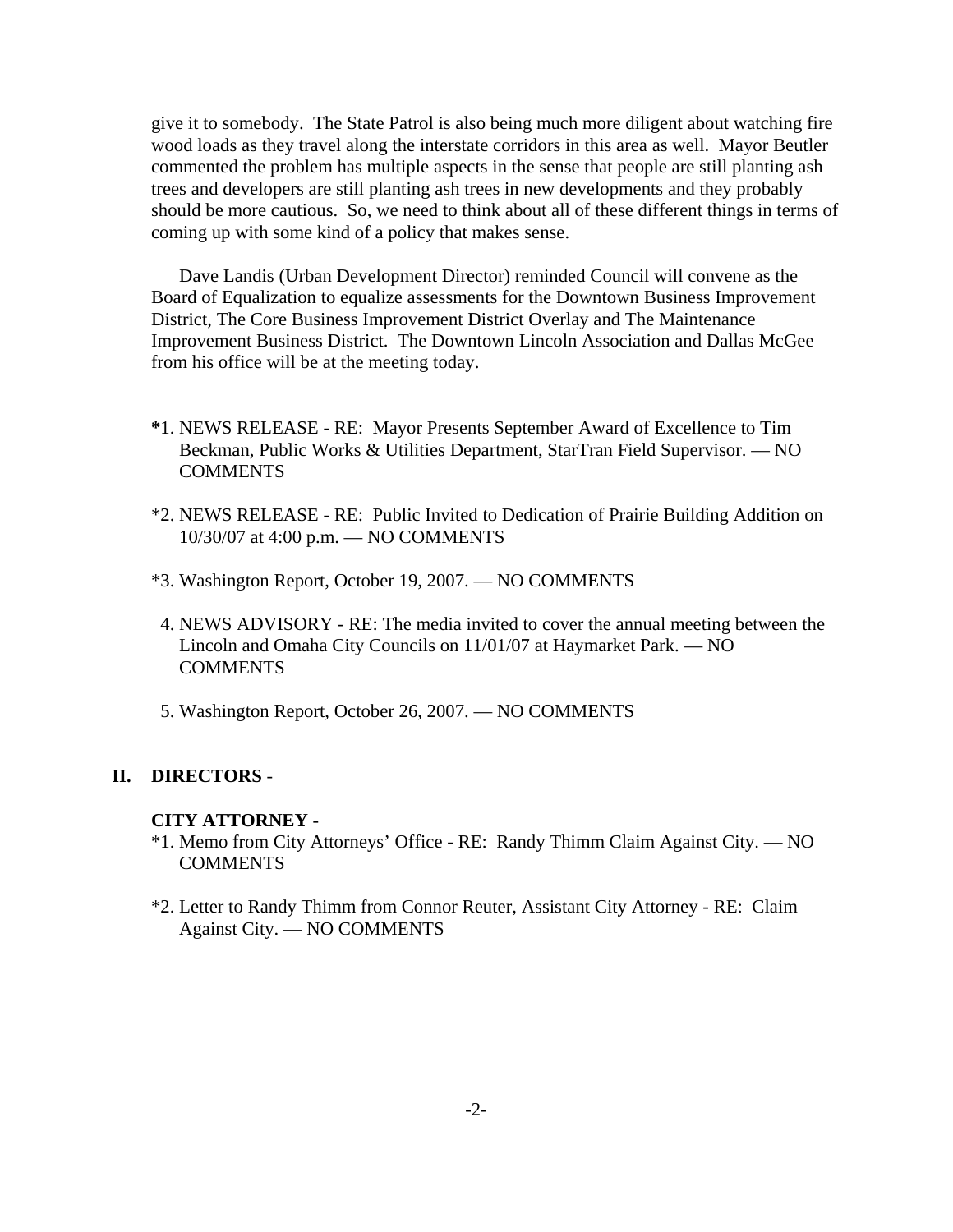give it to somebody. The State Patrol is also being much more diligent about watching fire wood loads as they travel along the interstate corridors in this area as well. Mayor Beutler commented the problem has multiple aspects in the sense that people are still planting ash trees and developers are still planting ash trees in new developments and they probably should be more cautious. So, we need to think about all of these different things in terms of coming up with some kind of a policy that makes sense.

Dave Landis (Urban Development Director) reminded Council will convene as the Board of Equalization to equalize assessments for the Downtown Business Improvement District, The Core Business Improvement District Overlay and The Maintenance Improvement Business District. The Downtown Lincoln Association and Dallas McGee from his office will be at the meeting today.

**\***1. NEWS RELEASE - RE: Mayor Presents September Award of Excellence to Tim Beckman, Public Works & Utilities Department, StarTran Field Supervisor. — NO COMMENTS

*2. NEWS RELEASE - RE: Public Invited to Dedication of Prairie Building Addition on 10/30/07 at 4:00 p.m. — NO COMMENTS

*3. Washington Report, October 19, 2007. — NO COMMENTS

4. NEWS ADVISORY - RE: The media invited to cover the annual meeting between the Lincoln and Omaha City Councils on 11/01/07 at Haymarket Park. — NO COMMENTS

5. Washington Report, October 26, 2007. — NO COMMENTS

## II. DIRECTORS -

**CITY ATTORNEY -**

*1. Memo from City Attorneys' Office - RE: Randy Thimm Claim Against City. — NO COMMENTS

*2. Letter to Randy Thimm from Connor Reuter, Assistant City Attorney - RE: Claim Against City. — NO COMMENTS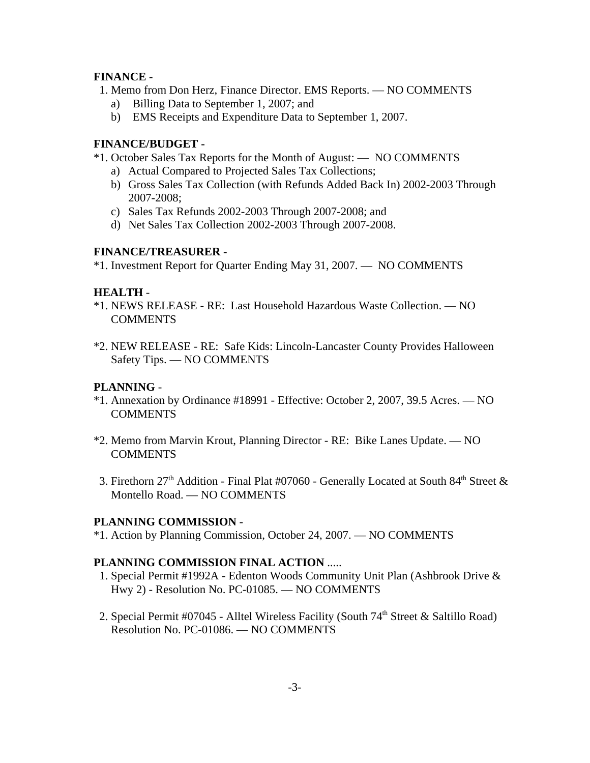**FINANCE -**

1. Memo from Don Herz, Finance Director. EMS Reports. — NO COMMENTS
   a) Billing Data to September 1, 2007; and
   b) EMS Receipts and Expenditure Data to September 1, 2007.

**FINANCE/BUDGET -**

*1. October Sales Tax Reports for the Month of August: — NO COMMENTS
   a) Actual Compared to Projected Sales Tax Collections;
   b) Gross Sales Tax Collection (with Refunds Added Back In) 2002-2003 Through 2007-2008;
   c) Sales Tax Refunds 2002-2003 Through 2007-2008; and
   d) Net Sales Tax Collection 2002-2003 Through 2007-2008.

**FINANCE/TREASURER -**

*1. Investment Report for Quarter Ending May 31, 2007. — NO COMMENTS

**HEALTH** -

*1. NEWS RELEASE - RE: Last Household Hazardous Waste Collection. — NO COMMENTS

*2. NEW RELEASE - RE: Safe Kids: Lincoln-Lancaster County Provides Halloween Safety Tips. — NO COMMENTS

**PLANNING** -

*1. Annexation by Ordinance #18991 - Effective: October 2, 2007, 39.5 Acres. — NO COMMENTS

*2. Memo from Marvin Krout, Planning Director - RE: Bike Lanes Update. — NO COMMENTS

3. Firethorn 27th Addition - Final Plat #07060 - Generally Located at South 84th Street & Montello Road. — NO COMMENTS

**PLANNING COMMISSION** -

*1. Action by Planning Commission, October 24, 2007. — NO COMMENTS

**PLANNING COMMISSION FINAL ACTION** .....

1. Special Permit #1992A - Edenton Woods Community Unit Plan (Ashbrook Drive & Hwy 2) - Resolution No. PC-01085. — NO COMMENTS

2. Special Permit #07045 - Alltel Wireless Facility (South 74th Street & Saltillo Road) Resolution No. PC-01086. — NO COMMENTS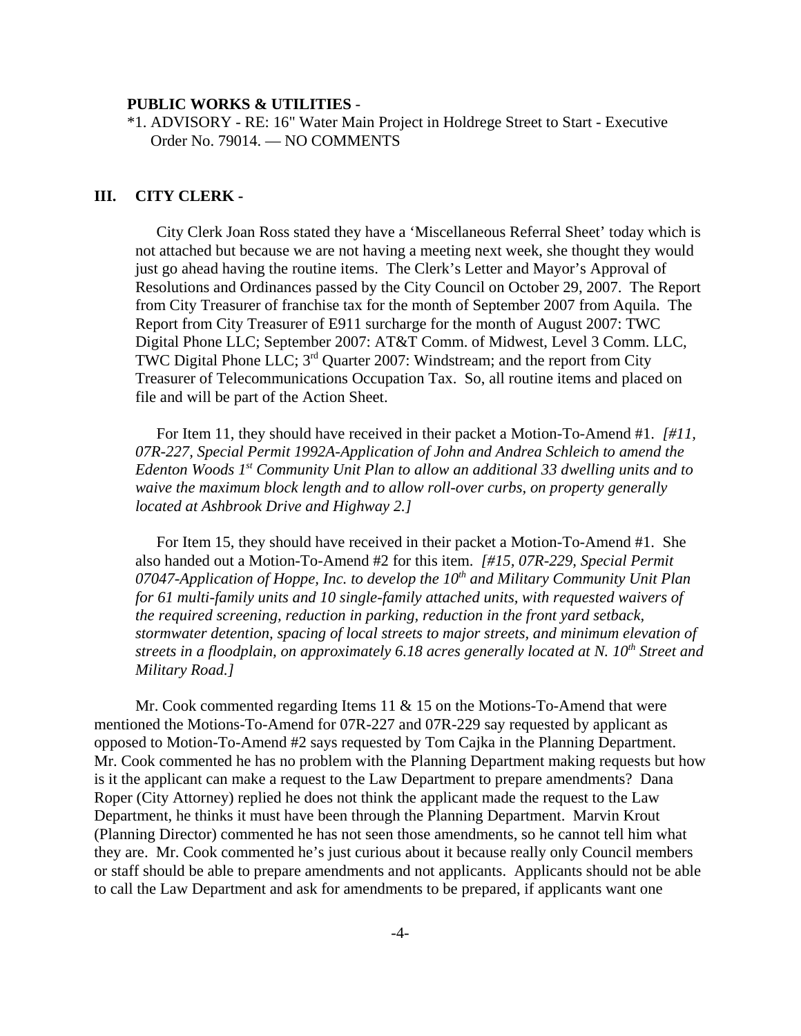**PUBLIC WORKS & UTILITIES** -

*1. ADVISORY - RE: 16" Water Main Project in Holdrege Street to Start - Executive Order No. 79014. — NO COMMENTS

## III. CITY CLERK -

City Clerk Joan Ross stated they have a 'Miscellaneous Referral Sheet' today which is not attached but because we are not having a meeting next week, she thought they would just go ahead having the routine items. The Clerk's Letter and Mayor's Approval of Resolutions and Ordinances passed by the City Council on October 29, 2007. The Report from City Treasurer of franchise tax for the month of September 2007 from Aquila. The Report from City Treasurer of E911 surcharge for the month of August 2007: TWC Digital Phone LLC; September 2007: AT&T Comm. of Midwest, Level 3 Comm. LLC, TWC Digital Phone LLC; 3rd Quarter 2007: Windstream; and the report from City Treasurer of Telecommunications Occupation Tax. So, all routine items and placed on file and will be part of the Action Sheet.

For Item 11, they should have received in their packet a Motion-To-Amend #1. *[#11, 07R-227, Special Permit 1992A-Application of John and Andrea Schleich to amend the Edenton Woods 1st Community Unit Plan to allow an additional 33 dwelling units and to waive the maximum block length and to allow roll-over curbs, on property generally located at Ashbrook Drive and Highway 2.]*

For Item 15, they should have received in their packet a Motion-To-Amend #1. She also handed out a Motion-To-Amend #2 for this item. *[#15, 07R-229, Special Permit 07047-Application of Hoppe, Inc. to develop the 10th and Military Community Unit Plan for 61 multi-family units and 10 single-family attached units, with requested waivers of the required screening, reduction in parking, reduction in the front yard setback, stormwater detention, spacing of local streets to major streets, and minimum elevation of streets in a floodplain, on approximately 6.18 acres generally located at N. 10th Street and Military Road.]*

Mr. Cook commented regarding Items 11 & 15 on the Motions-To-Amend that were mentioned the Motions-To-Amend for 07R-227 and 07R-229 say requested by applicant as opposed to Motion-To-Amend #2 says requested by Tom Cajka in the Planning Department. Mr. Cook commented he has no problem with the Planning Department making requests but how is it the applicant can make a request to the Law Department to prepare amendments? Dana Roper (City Attorney) replied he does not think the applicant made the request to the Law Department, he thinks it must have been through the Planning Department. Marvin Krout (Planning Director) commented he has not seen those amendments, so he cannot tell him what they are. Mr. Cook commented he's just curious about it because really only Council members or staff should be able to prepare amendments and not applicants. Applicants should not be able to call the Law Department and ask for amendments to be prepared, if applicants want one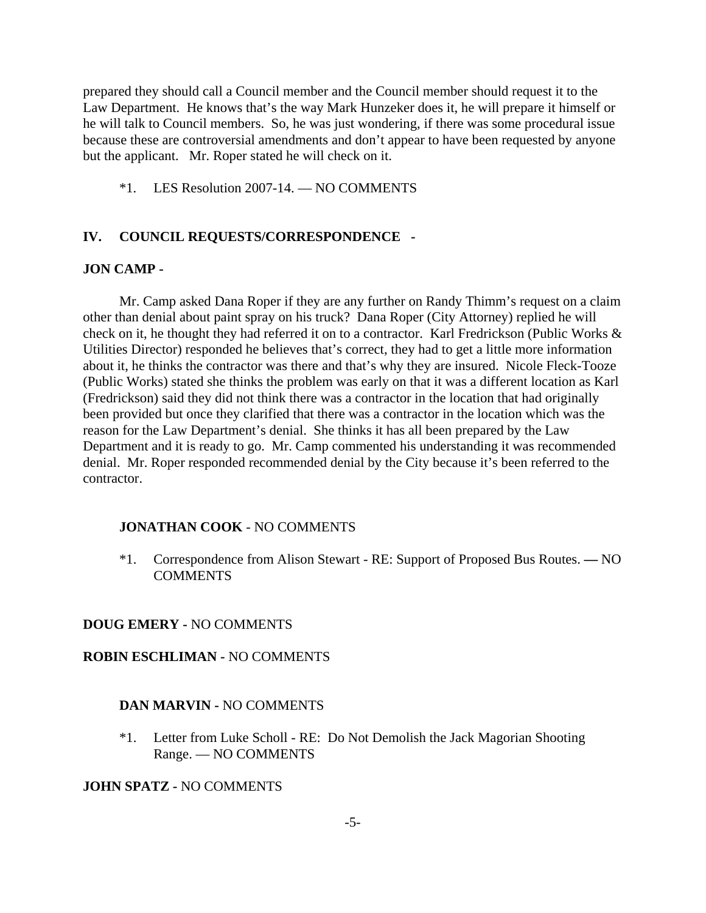prepared they should call a Council member and the Council member should request it to the Law Department. He knows that's the way Mark Hunzeker does it, he will prepare it himself or he will talk to Council members. So, he was just wondering, if there was some procedural issue because these are controversial amendments and don't appear to have been requested by anyone but the applicant. Mr. Roper stated he will check on it.

*1. LES Resolution 2007-14. — NO COMMENTS

## IV. COUNCIL REQUESTS/CORRESPONDENCE -

**JON CAMP -**

Mr. Camp asked Dana Roper if they are any further on Randy Thimm's request on a claim other than denial about paint spray on his truck? Dana Roper (City Attorney) replied he will check on it, he thought they had referred it on to a contractor. Karl Fredrickson (Public Works & Utilities Director) responded he believes that's correct, they had to get a little more information about it, he thinks the contractor was there and that's why they are insured. Nicole Fleck-Tooze (Public Works) stated she thinks the problem was early on that it was a different location as Karl (Fredrickson) said they did not think there was a contractor in the location that had originally been provided but once they clarified that there was a contractor in the location which was the reason for the Law Department's denial. She thinks it has all been prepared by the Law Department and it is ready to go. Mr. Camp commented his understanding it was recommended denial. Mr. Roper responded recommended denial by the City because it's been referred to the contractor.

**JONATHAN COOK** - NO COMMENTS

*1. Correspondence from Alison Stewart - RE: Support of Proposed Bus Routes. **—** NO COMMENTS

**DOUG EMERY -** NO COMMENTS

**ROBIN ESCHLIMAN -** NO COMMENTS

**DAN MARVIN -** NO COMMENTS

*1. Letter from Luke Scholl - RE: Do Not Demolish the Jack Magorian Shooting Range. — NO COMMENTS

**JOHN SPATZ -** NO COMMENTS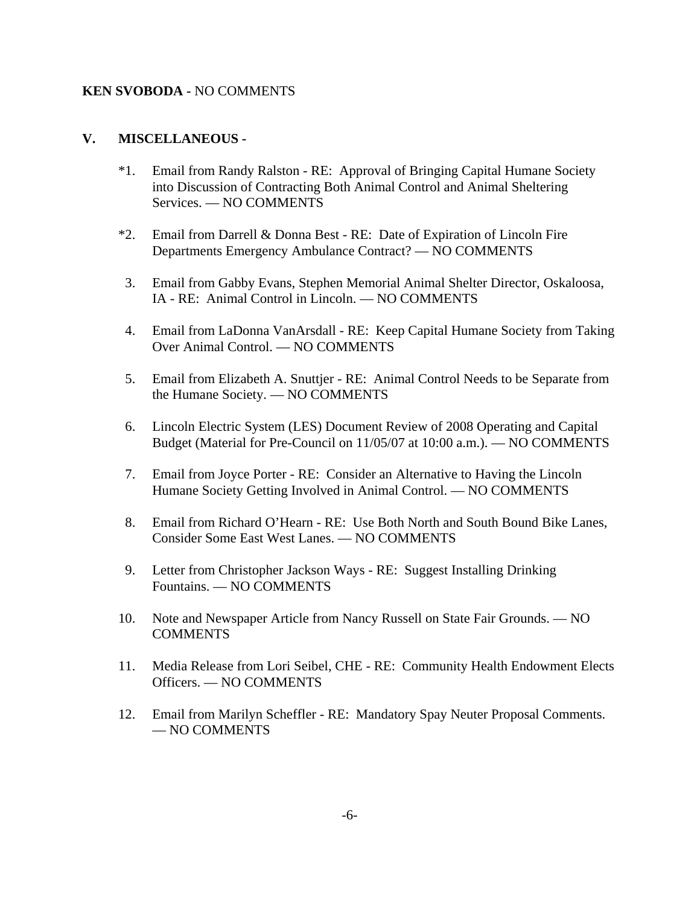**KEN SVOBODA -** NO COMMENTS

## V. MISCELLANEOUS -

*1. Email from Randy Ralston - RE: Approval of Bringing Capital Humane Society into Discussion of Contracting Both Animal Control and Animal Sheltering Services. — NO COMMENTS

*2. Email from Darrell & Donna Best - RE: Date of Expiration of Lincoln Fire Departments Emergency Ambulance Contract? — NO COMMENTS

3. Email from Gabby Evans, Stephen Memorial Animal Shelter Director, Oskaloosa, IA - RE: Animal Control in Lincoln. — NO COMMENTS

4. Email from LaDonna VanArsdall - RE: Keep Capital Humane Society from Taking Over Animal Control. — NO COMMENTS

5. Email from Elizabeth A. Snuttjer - RE: Animal Control Needs to be Separate from the Humane Society. — NO COMMENTS

6. Lincoln Electric System (LES) Document Review of 2008 Operating and Capital Budget (Material for Pre-Council on 11/05/07 at 10:00 a.m.). — NO COMMENTS

7. Email from Joyce Porter - RE: Consider an Alternative to Having the Lincoln Humane Society Getting Involved in Animal Control. — NO COMMENTS

8. Email from Richard O'Hearn - RE: Use Both North and South Bound Bike Lanes, Consider Some East West Lanes. — NO COMMENTS

9. Letter from Christopher Jackson Ways - RE: Suggest Installing Drinking Fountains. — NO COMMENTS

10. Note and Newspaper Article from Nancy Russell on State Fair Grounds. — NO COMMENTS

11. Media Release from Lori Seibel, CHE - RE: Community Health Endowment Elects Officers. — NO COMMENTS

12. Email from Marilyn Scheffler - RE: Mandatory Spay Neuter Proposal Comments. — NO COMMENTS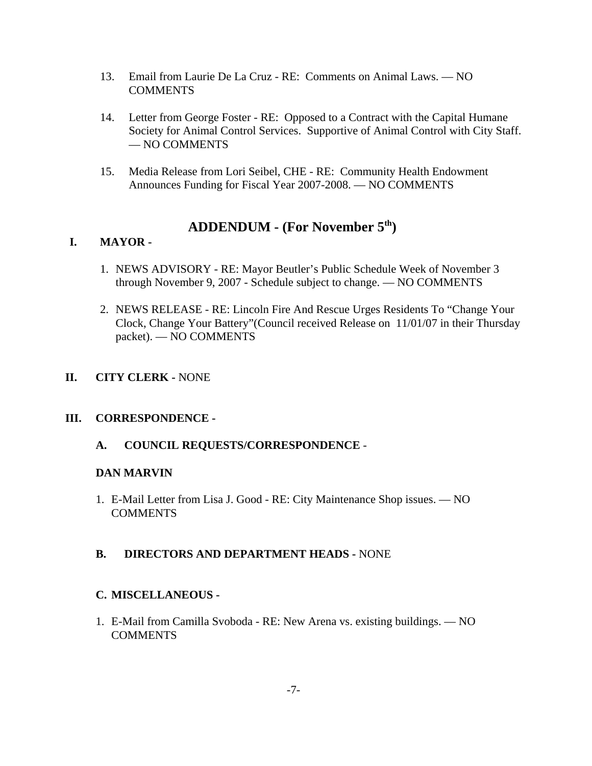13. Email from Laurie De La Cruz - RE: Comments on Animal Laws. — NO COMMENTS

14. Letter from George Foster - RE: Opposed to a Contract with the Capital Humane Society for Animal Control Services. Supportive of Animal Control with City Staff. — NO COMMENTS

15. Media Release from Lori Seibel, CHE - RE: Community Health Endowment Announces Funding for Fiscal Year 2007-2008. — NO COMMENTS

## ADDENDUM - (For November 5th)

**I. MAYOR -**

1. NEWS ADVISORY - RE: Mayor Beutler's Public Schedule Week of November 3 through November 9, 2007 - Schedule subject to change. — NO COMMENTS

2. NEWS RELEASE - RE: Lincoln Fire And Rescue Urges Residents To "Change Your Clock, Change Your Battery"(Council received Release on 11/01/07 in their Thursday packet). — NO COMMENTS

**II. CITY CLERK -** NONE

**III. CORRESPONDENCE -**

**A. COUNCIL REQUESTS/CORRESPONDENCE -**

**DAN MARVIN**

1. E-Mail Letter from Lisa J. Good - RE: City Maintenance Shop issues. — NO COMMENTS

**B. DIRECTORS AND DEPARTMENT HEADS -** NONE

**C. MISCELLANEOUS -**

1. E-Mail from Camilla Svoboda - RE: New Arena vs. existing buildings. — NO COMMENTS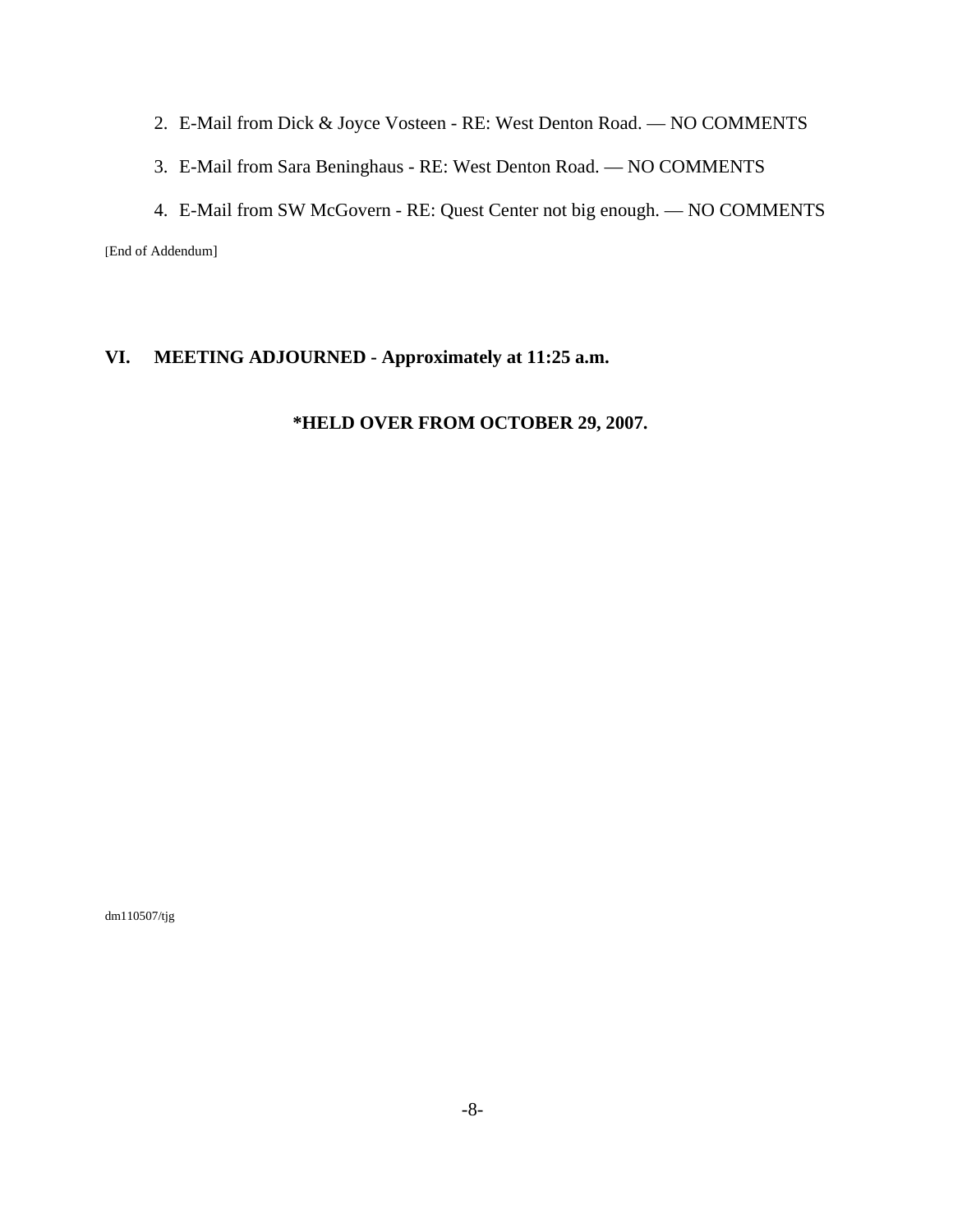2. E-Mail from Dick & Joyce Vosteen - RE: West Denton Road. — NO COMMENTS

3. E-Mail from Sara Beninghaus - RE: West Denton Road. — NO COMMENTS

4. E-Mail from SW McGovern - RE: Quest Center not big enough. — NO COMMENTS

[End of Addendum]

## VI. MEETING ADJOURNED - Approximately at 11:25 a.m.

**\*HELD OVER FROM OCTOBER 29, 2007.**

dm110507/tjg